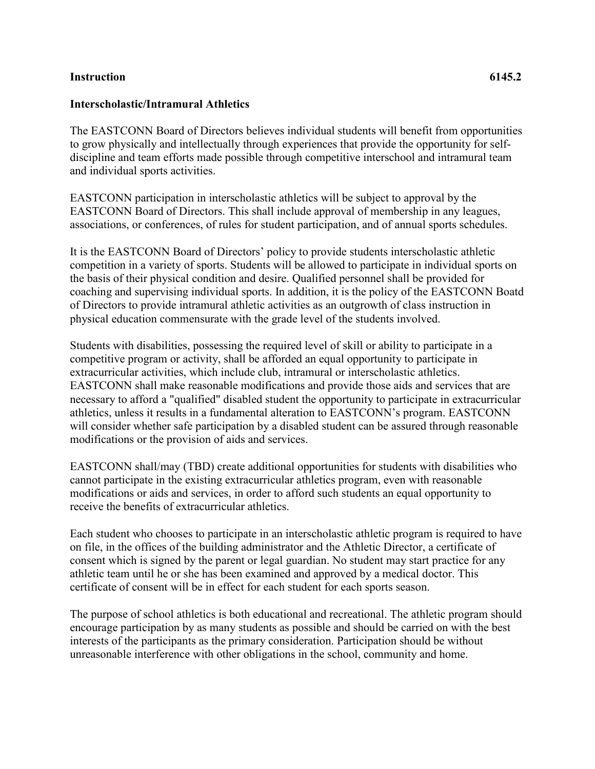**Instruction** **6145.2**

**Interscholastic/Intramural Athletics**

The EASTCONN Board of Directors believes individual students will benefit from opportunities to grow physically and intellectually through experiences that provide the opportunity for self-discipline and team efforts made possible through competitive interschool and intramural team and individual sports activities.

EASTCONN participation in interscholastic athletics will be subject to approval by the EASTCONN Board of Directors. This shall include approval of membership in any leagues, associations, or conferences, of rules for student participation, and of annual sports schedules.

It is the EASTCONN Board of Directors' policy to provide students interscholastic athletic competition in a variety of sports. Students will be allowed to participate in individual sports on the basis of their physical condition and desire. Qualified personnel shall be provided for coaching and supervising individual sports. In addition, it is the policy of the EASTCONN Boatd of Directors to provide intramural athletic activities as an outgrowth of class instruction in physical education commensurate with the grade level of the students involved.

Students with disabilities, possessing the required level of skill or ability to participate in a competitive program or activity, shall be afforded an equal opportunity to participate in extracurricular activities, which include club, intramural or interscholastic athletics. EASTCONN shall make reasonable modifications and provide those aids and services that are necessary to afford a "qualified" disabled student the opportunity to participate in extracurricular athletics, unless it results in a fundamental alteration to EASTCONN's program. EASTCONN will consider whether safe participation by a disabled student can be assured through reasonable modifications or the provision of aids and services.

EASTCONN shall/may (TBD) create additional opportunities for students with disabilities who cannot participate in the existing extracurricular athletics program, even with reasonable modifications or aids and services, in order to afford such students an equal opportunity to receive the benefits of extracurricular athletics.

Each student who chooses to participate in an interscholastic athletic program is required to have on file, in the offices of the building administrator and the Athletic Director, a certificate of consent which is signed by the parent or legal guardian. No student may start practice for any athletic team until he or she has been examined and approved by a medical doctor. This certificate of consent will be in effect for each student for each sports season.

The purpose of school athletics is both educational and recreational. The athletic program should encourage participation by as many students as possible and should be carried on with the best interests of the participants as the primary consideration. Participation should be without unreasonable interference with other obligations in the school, community and home.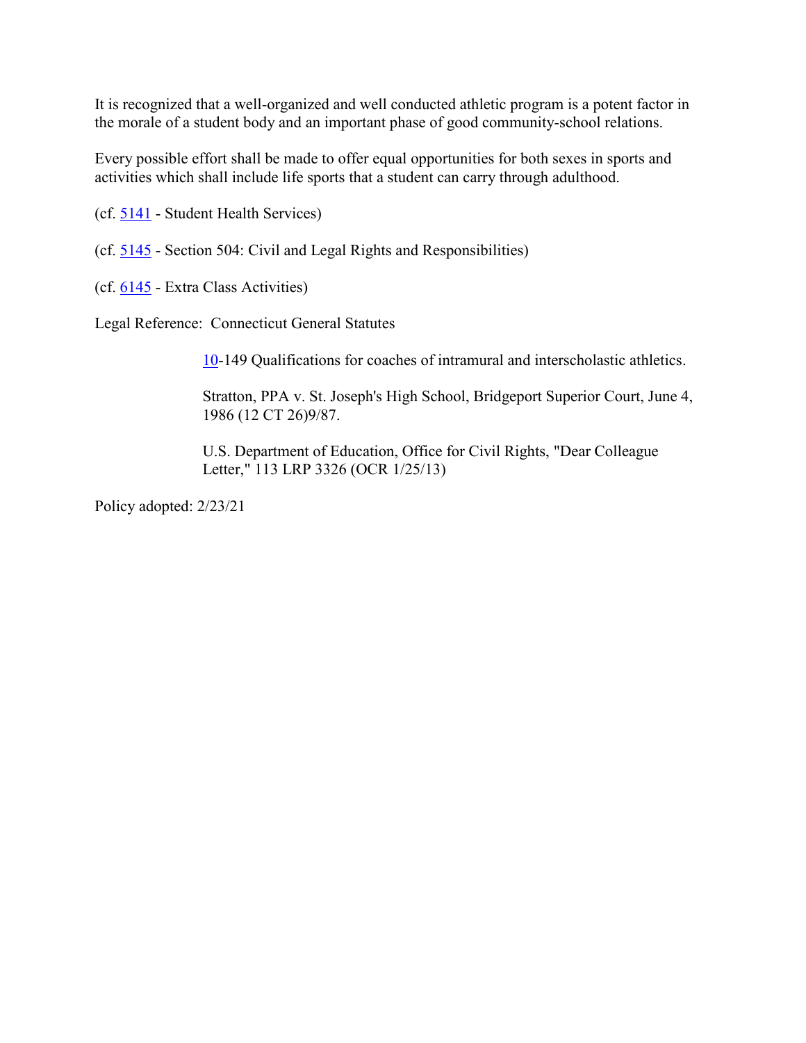It is recognized that a well-organized and well conducted athletic program is a potent factor in the morale of a student body and an important phase of good community-school relations.

Every possible effort shall be made to offer equal opportunities for both sexes in sports and activities which shall include life sports that a student can carry through adulthood.

(cf. 5141 - Student Health Services)

(cf. 5145 - Section 504: Civil and Legal Rights and Responsibilities)

(cf. 6145 - Extra Class Activities)

Legal Reference: Connecticut General Statutes

10-149 Qualifications for coaches of intramural and interscholastic athletics.

Stratton, PPA v. St. Joseph's High School, Bridgeport Superior Court, June 4, 1986 (12 CT 26)9/87.

U.S. Department of Education, Office for Civil Rights, "Dear Colleague Letter," 113 LRP 3326 (OCR 1/25/13)

Policy adopted: 2/23/21